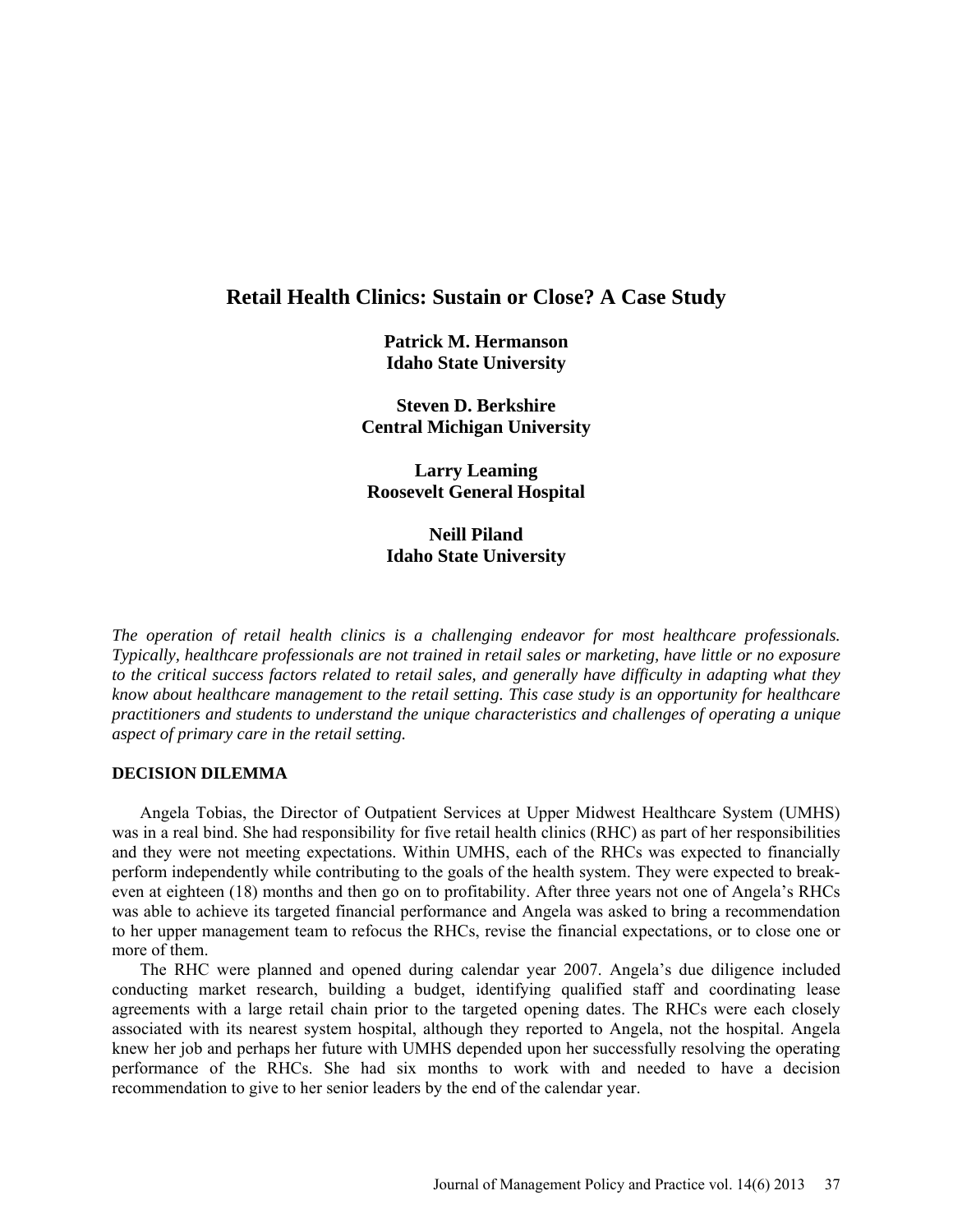# Retail Health Clinics: Sustain or Close? A Case Study

**Patrick M. Hermanson**
**Idaho State University**

**Steven D. Berkshire**
**Central Michigan University**

**Larry Leaming**
**Roosevelt General Hospital**

**Neill Piland**
**Idaho State University**

*The operation of retail health clinics is a challenging endeavor for most healthcare professionals. Typically, healthcare professionals are not trained in retail sales or marketing, have little or no exposure to the critical success factors related to retail sales, and generally have difficulty in adapting what they know about healthcare management to the retail setting. This case study is an opportunity for healthcare practitioners and students to understand the unique characteristics and challenges of operating a unique aspect of primary care in the retail setting.*

## DECISION DILEMMA

Angela Tobias, the Director of Outpatient Services at Upper Midwest Healthcare System (UMHS) was in a real bind. She had responsibility for five retail health clinics (RHC) as part of her responsibilities and they were not meeting expectations. Within UMHS, each of the RHCs was expected to financially perform independently while contributing to the goals of the health system. They were expected to break-even at eighteen (18) months and then go on to profitability. After three years not one of Angela's RHCs was able to achieve its targeted financial performance and Angela was asked to bring a recommendation to her upper management team to refocus the RHCs, revise the financial expectations, or to close one or more of them.

The RHC were planned and opened during calendar year 2007. Angela's due diligence included conducting market research, building a budget, identifying qualified staff and coordinating lease agreements with a large retail chain prior to the targeted opening dates. The RHCs were each closely associated with its nearest system hospital, although they reported to Angela, not the hospital. Angela knew her job and perhaps her future with UMHS depended upon her successfully resolving the operating performance of the RHCs. She had six months to work with and needed to have a decision recommendation to give to her senior leaders by the end of the calendar year.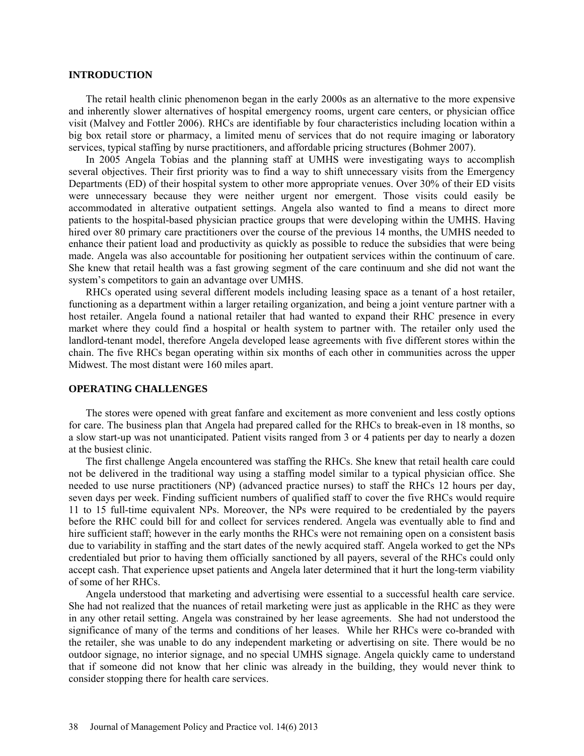## INTRODUCTION

The retail health clinic phenomenon began in the early 2000s as an alternative to the more expensive and inherently slower alternatives of hospital emergency rooms, urgent care centers, or physician office visit (Malvey and Fottler 2006). RHCs are identifiable by four characteristics including location within a big box retail store or pharmacy, a limited menu of services that do not require imaging or laboratory services, typical staffing by nurse practitioners, and affordable pricing structures (Bohmer 2007).

In 2005 Angela Tobias and the planning staff at UMHS were investigating ways to accomplish several objectives. Their first priority was to find a way to shift unnecessary visits from the Emergency Departments (ED) of their hospital system to other more appropriate venues. Over 30% of their ED visits were unnecessary because they were neither urgent nor emergent. Those visits could easily be accommodated in alterative outpatient settings. Angela also wanted to find a means to direct more patients to the hospital-based physician practice groups that were developing within the UMHS. Having hired over 80 primary care practitioners over the course of the previous 14 months, the UMHS needed to enhance their patient load and productivity as quickly as possible to reduce the subsidies that were being made. Angela was also accountable for positioning her outpatient services within the continuum of care. She knew that retail health was a fast growing segment of the care continuum and she did not want the system's competitors to gain an advantage over UMHS.

RHCs operated using several different models including leasing space as a tenant of a host retailer, functioning as a department within a larger retailing organization, and being a joint venture partner with a host retailer. Angela found a national retailer that had wanted to expand their RHC presence in every market where they could find a hospital or health system to partner with. The retailer only used the landlord-tenant model, therefore Angela developed lease agreements with five different stores within the chain. The five RHCs began operating within six months of each other in communities across the upper Midwest. The most distant were 160 miles apart.

## OPERATING CHALLENGES

The stores were opened with great fanfare and excitement as more convenient and less costly options for care. The business plan that Angela had prepared called for the RHCs to break-even in 18 months, so a slow start-up was not unanticipated. Patient visits ranged from 3 or 4 patients per day to nearly a dozen at the busiest clinic.

The first challenge Angela encountered was staffing the RHCs. She knew that retail health care could not be delivered in the traditional way using a staffing model similar to a typical physician office. She needed to use nurse practitioners (NP) (advanced practice nurses) to staff the RHCs 12 hours per day, seven days per week. Finding sufficient numbers of qualified staff to cover the five RHCs would require 11 to 15 full-time equivalent NPs. Moreover, the NPs were required to be credentialed by the payers before the RHC could bill for and collect for services rendered. Angela was eventually able to find and hire sufficient staff; however in the early months the RHCs were not remaining open on a consistent basis due to variability in staffing and the start dates of the newly acquired staff. Angela worked to get the NPs credentialed but prior to having them officially sanctioned by all payers, several of the RHCs could only accept cash. That experience upset patients and Angela later determined that it hurt the long-term viability of some of her RHCs.

Angela understood that marketing and advertising were essential to a successful health care service. She had not realized that the nuances of retail marketing were just as applicable in the RHC as they were in any other retail setting. Angela was constrained by her lease agreements. She had not understood the significance of many of the terms and conditions of her leases. While her RHCs were co-branded with the retailer, she was unable to do any independent marketing or advertising on site. There would be no outdoor signage, no interior signage, and no special UMHS signage. Angela quickly came to understand that if someone did not know that her clinic was already in the building, they would never think to consider stopping there for health care services.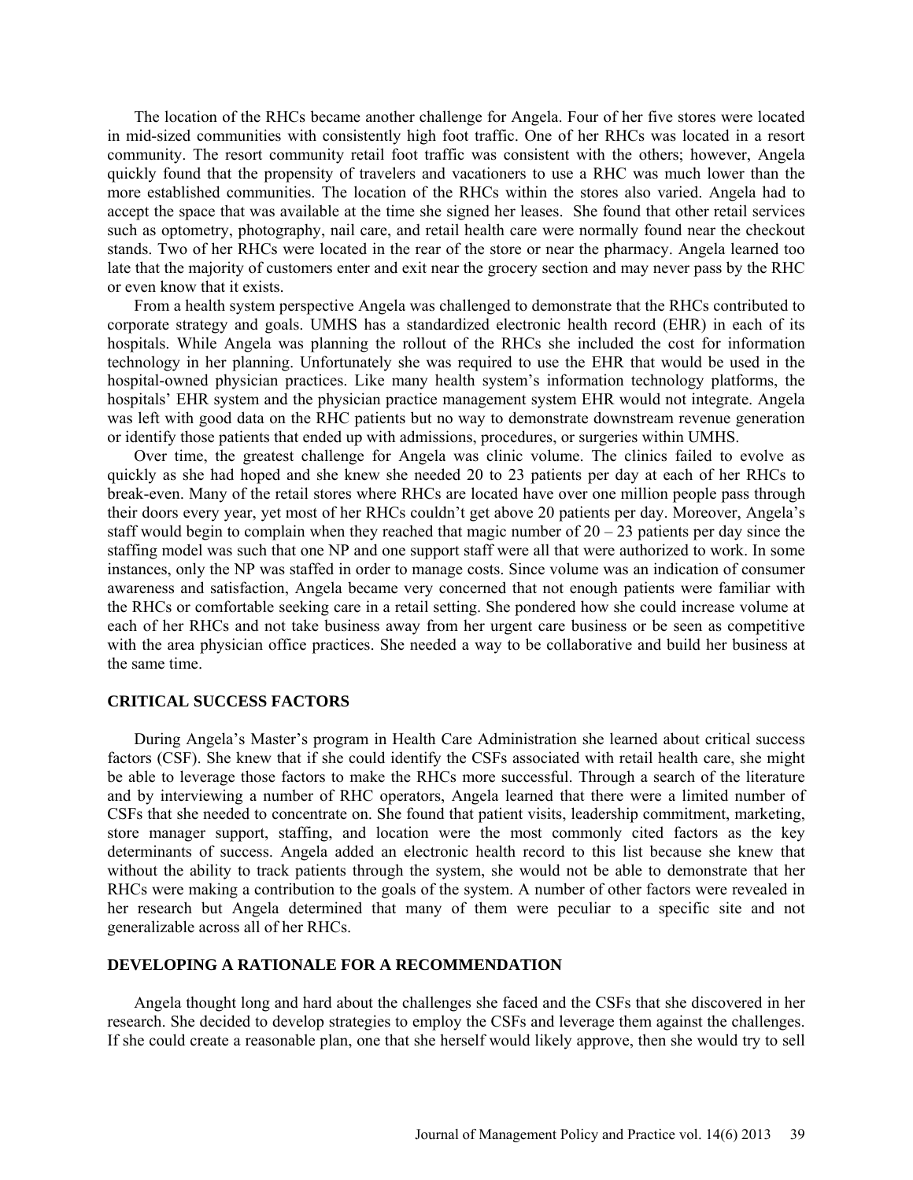The location of the RHCs became another challenge for Angela. Four of her five stores were located in mid-sized communities with consistently high foot traffic. One of her RHCs was located in a resort community. The resort community retail foot traffic was consistent with the others; however, Angela quickly found that the propensity of travelers and vacationers to use a RHC was much lower than the more established communities. The location of the RHCs within the stores also varied. Angela had to accept the space that was available at the time she signed her leases. She found that other retail services such as optometry, photography, nail care, and retail health care were normally found near the checkout stands. Two of her RHCs were located in the rear of the store or near the pharmacy. Angela learned too late that the majority of customers enter and exit near the grocery section and may never pass by the RHC or even know that it exists.

From a health system perspective Angela was challenged to demonstrate that the RHCs contributed to corporate strategy and goals. UMHS has a standardized electronic health record (EHR) in each of its hospitals. While Angela was planning the rollout of the RHCs she included the cost for information technology in her planning. Unfortunately she was required to use the EHR that would be used in the hospital-owned physician practices. Like many health system's information technology platforms, the hospitals' EHR system and the physician practice management system EHR would not integrate. Angela was left with good data on the RHC patients but no way to demonstrate downstream revenue generation or identify those patients that ended up with admissions, procedures, or surgeries within UMHS.

Over time, the greatest challenge for Angela was clinic volume. The clinics failed to evolve as quickly as she had hoped and she knew she needed 20 to 23 patients per day at each of her RHCs to break-even. Many of the retail stores where RHCs are located have over one million people pass through their doors every year, yet most of her RHCs couldn't get above 20 patients per day. Moreover, Angela's staff would begin to complain when they reached that magic number of 20 – 23 patients per day since the staffing model was such that one NP and one support staff were all that were authorized to work. In some instances, only the NP was staffed in order to manage costs. Since volume was an indication of consumer awareness and satisfaction, Angela became very concerned that not enough patients were familiar with the RHCs or comfortable seeking care in a retail setting. She pondered how she could increase volume at each of her RHCs and not take business away from her urgent care business or be seen as competitive with the area physician office practices. She needed a way to be collaborative and build her business at the same time.

## CRITICAL SUCCESS FACTORS

During Angela's Master's program in Health Care Administration she learned about critical success factors (CSF). She knew that if she could identify the CSFs associated with retail health care, she might be able to leverage those factors to make the RHCs more successful. Through a search of the literature and by interviewing a number of RHC operators, Angela learned that there were a limited number of CSFs that she needed to concentrate on. She found that patient visits, leadership commitment, marketing, store manager support, staffing, and location were the most commonly cited factors as the key determinants of success. Angela added an electronic health record to this list because she knew that without the ability to track patients through the system, she would not be able to demonstrate that her RHCs were making a contribution to the goals of the system. A number of other factors were revealed in her research but Angela determined that many of them were peculiar to a specific site and not generalizable across all of her RHCs.

## DEVELOPING A RATIONALE FOR A RECOMMENDATION

Angela thought long and hard about the challenges she faced and the CSFs that she discovered in her research. She decided to develop strategies to employ the CSFs and leverage them against the challenges. If she could create a reasonable plan, one that she herself would likely approve, then she would try to sell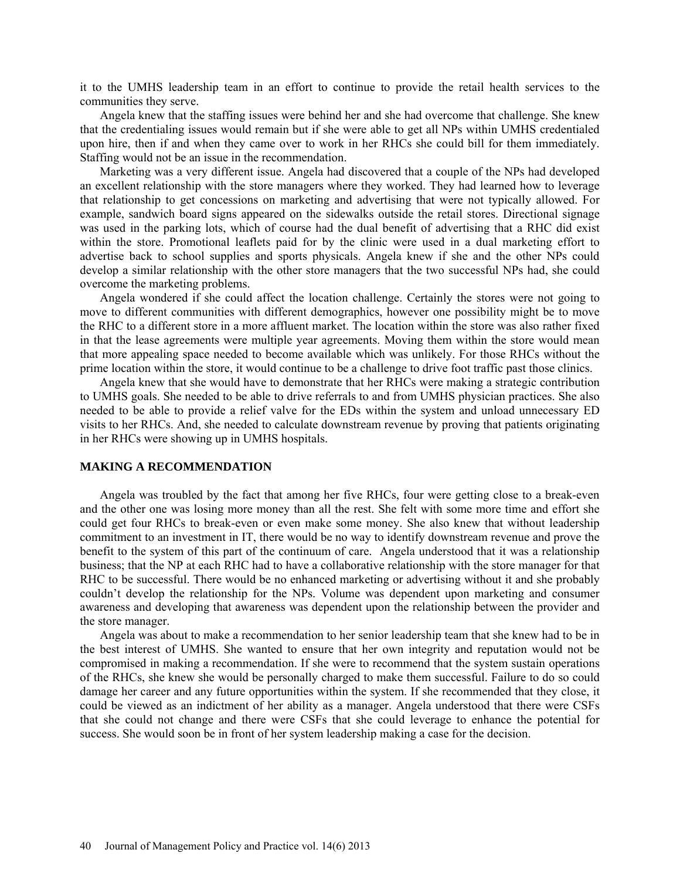it to the UMHS leadership team in an effort to continue to provide the retail health services to the communities they serve.

Angela knew that the staffing issues were behind her and she had overcome that challenge. She knew that the credentialing issues would remain but if she were able to get all NPs within UMHS credentialed upon hire, then if and when they came over to work in her RHCs she could bill for them immediately. Staffing would not be an issue in the recommendation.

Marketing was a very different issue. Angela had discovered that a couple of the NPs had developed an excellent relationship with the store managers where they worked. They had learned how to leverage that relationship to get concessions on marketing and advertising that were not typically allowed. For example, sandwich board signs appeared on the sidewalks outside the retail stores. Directional signage was used in the parking lots, which of course had the dual benefit of advertising that a RHC did exist within the store. Promotional leaflets paid for by the clinic were used in a dual marketing effort to advertise back to school supplies and sports physicals. Angela knew if she and the other NPs could develop a similar relationship with the other store managers that the two successful NPs had, she could overcome the marketing problems.

Angela wondered if she could affect the location challenge. Certainly the stores were not going to move to different communities with different demographics, however one possibility might be to move the RHC to a different store in a more affluent market. The location within the store was also rather fixed in that the lease agreements were multiple year agreements. Moving them within the store would mean that more appealing space needed to become available which was unlikely. For those RHCs without the prime location within the store, it would continue to be a challenge to drive foot traffic past those clinics.

Angela knew that she would have to demonstrate that her RHCs were making a strategic contribution to UMHS goals. She needed to be able to drive referrals to and from UMHS physician practices. She also needed to be able to provide a relief valve for the EDs within the system and unload unnecessary ED visits to her RHCs. And, she needed to calculate downstream revenue by proving that patients originating in her RHCs were showing up in UMHS hospitals.

## MAKING A RECOMMENDATION

Angela was troubled by the fact that among her five RHCs, four were getting close to a break-even and the other one was losing more money than all the rest. She felt with some more time and effort she could get four RHCs to break-even or even make some money. She also knew that without leadership commitment to an investment in IT, there would be no way to identify downstream revenue and prove the benefit to the system of this part of the continuum of care. Angela understood that it was a relationship business; that the NP at each RHC had to have a collaborative relationship with the store manager for that RHC to be successful. There would be no enhanced marketing or advertising without it and she probably couldn't develop the relationship for the NPs. Volume was dependent upon marketing and consumer awareness and developing that awareness was dependent upon the relationship between the provider and the store manager.

Angela was about to make a recommendation to her senior leadership team that she knew had to be in the best interest of UMHS. She wanted to ensure that her own integrity and reputation would not be compromised in making a recommendation. If she were to recommend that the system sustain operations of the RHCs, she knew she would be personally charged to make them successful. Failure to do so could damage her career and any future opportunities within the system. If she recommended that they close, it could be viewed as an indictment of her ability as a manager. Angela understood that there were CSFs that she could not change and there were CSFs that she could leverage to enhance the potential for success. She would soon be in front of her system leadership making a case for the decision.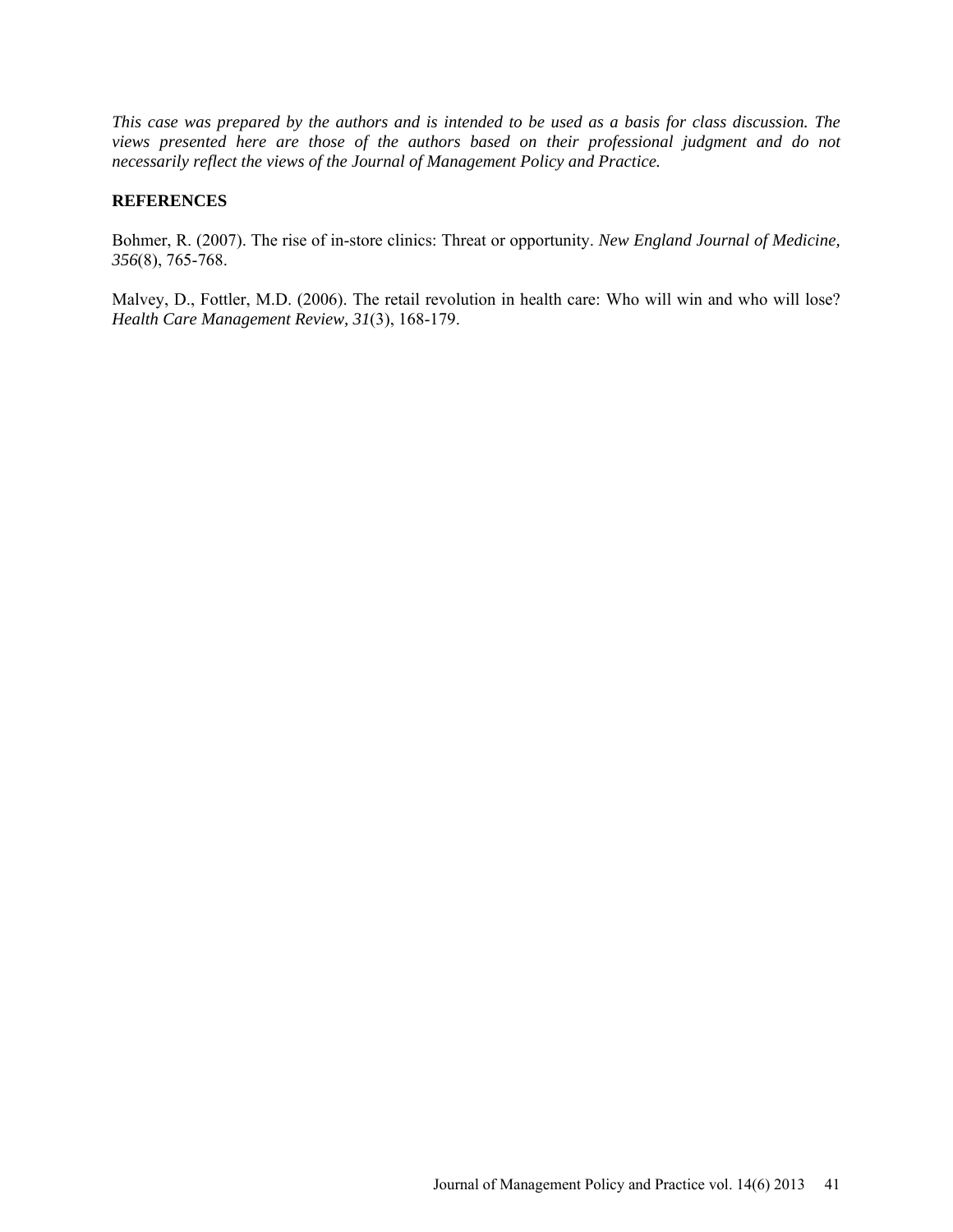*This case was prepared by the authors and is intended to be used as a basis for class discussion. The views presented here are those of the authors based on their professional judgment and do not necessarily reflect the views of the Journal of Management Policy and Practice.*

## REFERENCES

Bohmer, R. (2007). The rise of in-store clinics: Threat or opportunity. *New England Journal of Medicine, 356*(8), 765-768.

Malvey, D., Fottler, M.D. (2006). The retail revolution in health care: Who will win and who will lose? *Health Care Management Review, 31*(3), 168-179.